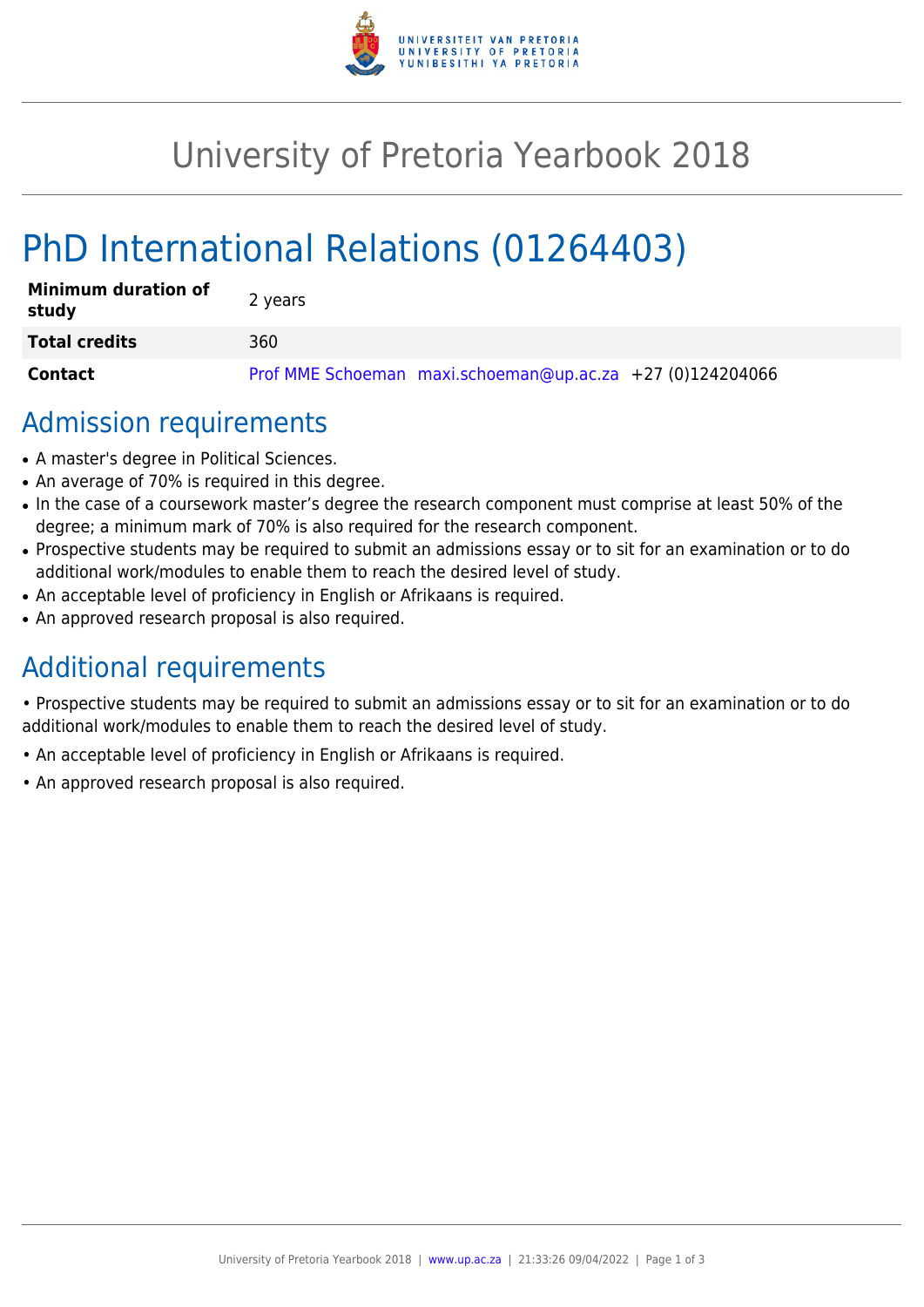# University of Pretoria Yearbook 2018

# PhD International Relations (01264403)

| **Minimum duration of study** | 2 years |
| --- | --- |
| **Total credits** | 360 |
| **Contact** | Prof MME Schoeman maxi.schoeman@up.ac.za +27 (0)124204066 |

## Admission requirements

- A master's degree in Political Sciences.
- An average of 70% is required in this degree.
- In the case of a coursework master's degree the research component must comprise at least 50% of the degree; a minimum mark of 70% is also required for the research component.
- Prospective students may be required to submit an admissions essay or to sit for an examination or to do additional work/modules to enable them to reach the desired level of study.
- An acceptable level of proficiency in English or Afrikaans is required.
- An approved research proposal is also required.

## Additional requirements

• Prospective students may be required to submit an admissions essay or to sit for an examination or to do additional work/modules to enable them to reach the desired level of study.

• An acceptable level of proficiency in English or Afrikaans is required.

• An approved research proposal is also required.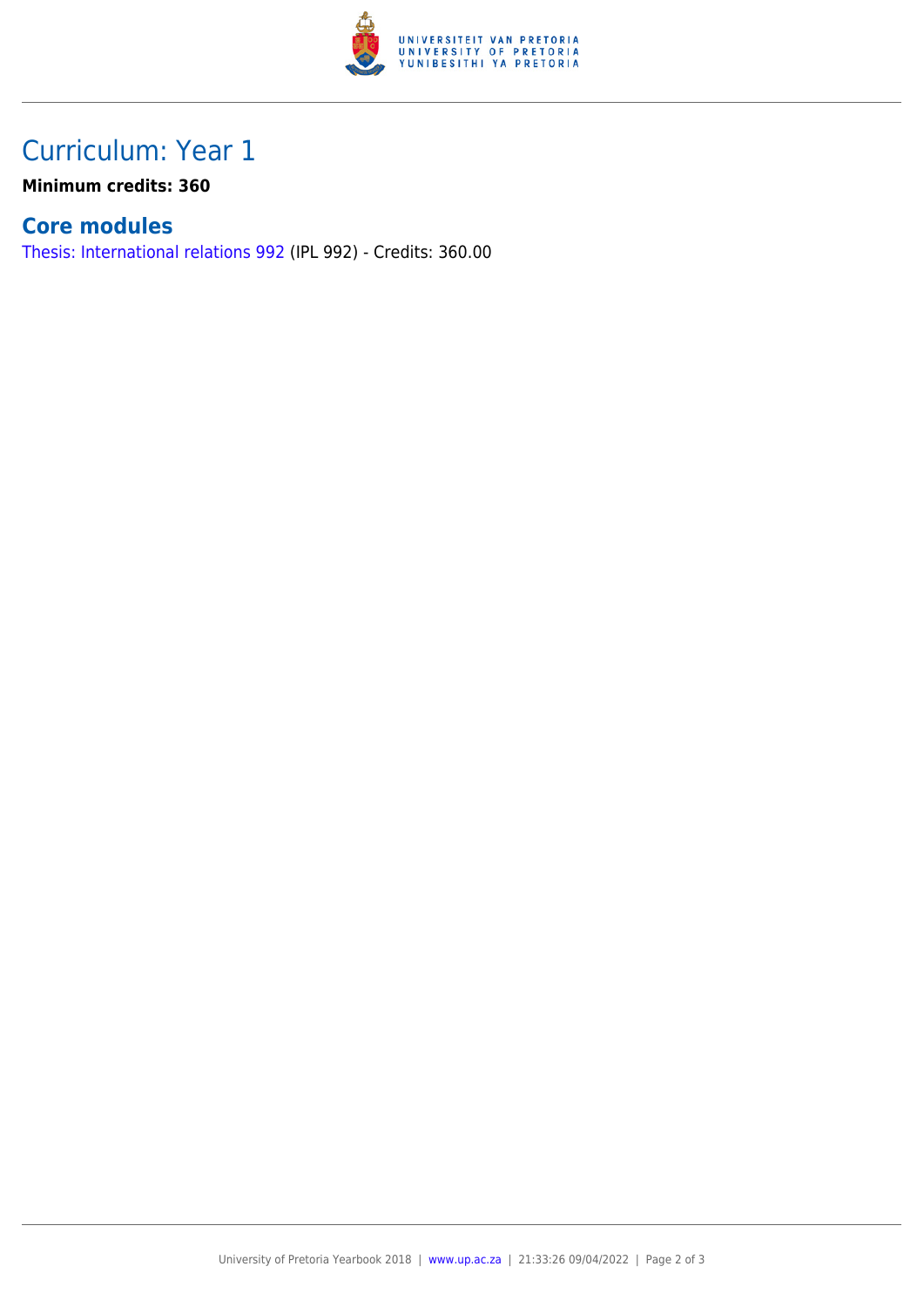# Curriculum: Year 1

**Minimum credits: 360**

## Core modules

Thesis: International relations 992 (IPL 992) - Credits: 360.00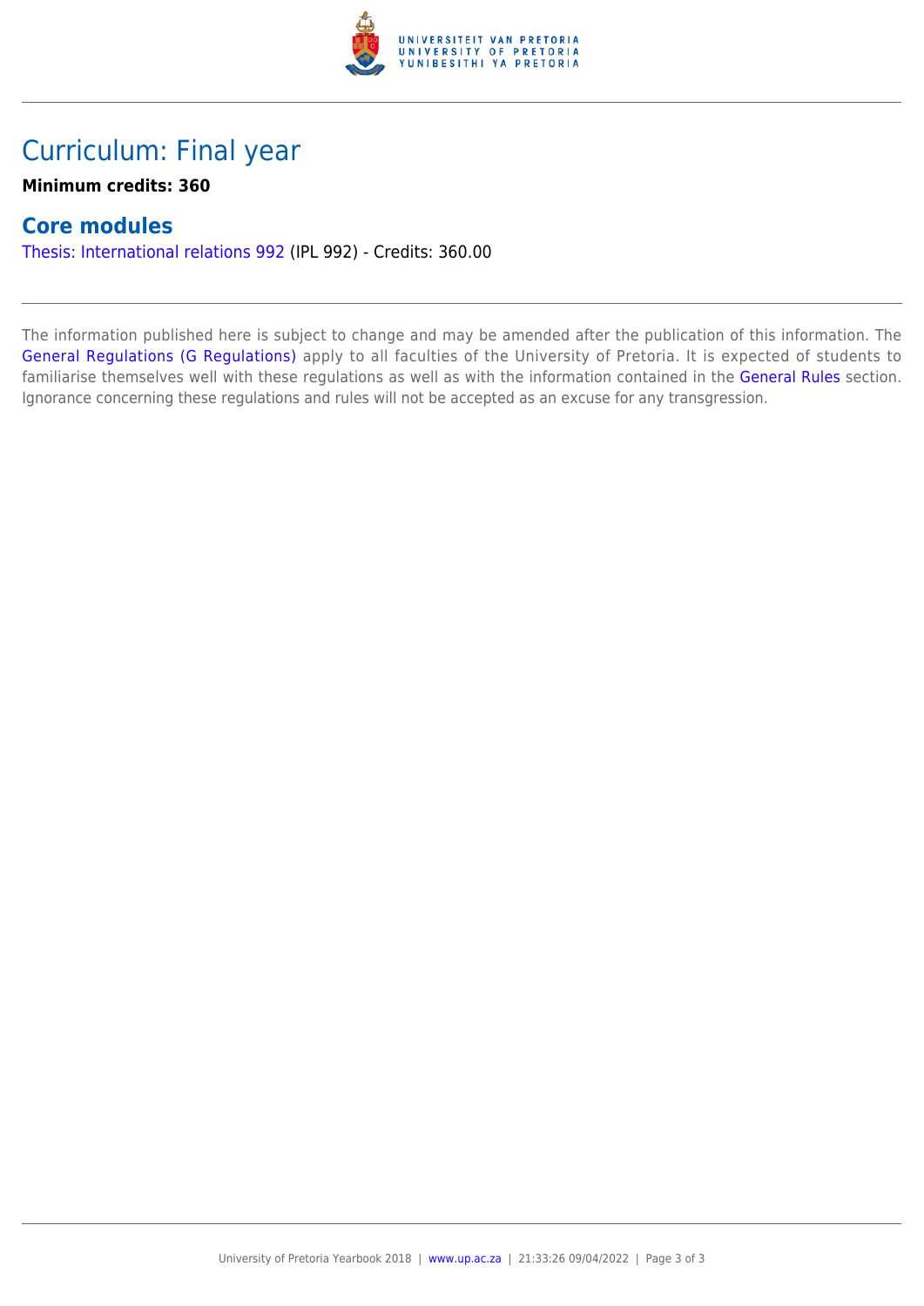## Curriculum: Final year

**Minimum credits: 360**

### Core modules

Thesis: International relations 992 (IPL 992) - Credits: 360.00

The information published here is subject to change and may be amended after the publication of this information. The General Regulations (G Regulations) apply to all faculties of the University of Pretoria. It is expected of students to familiarise themselves well with these regulations as well as with the information contained in the General Rules section. Ignorance concerning these regulations and rules will not be accepted as an excuse for any transgression.